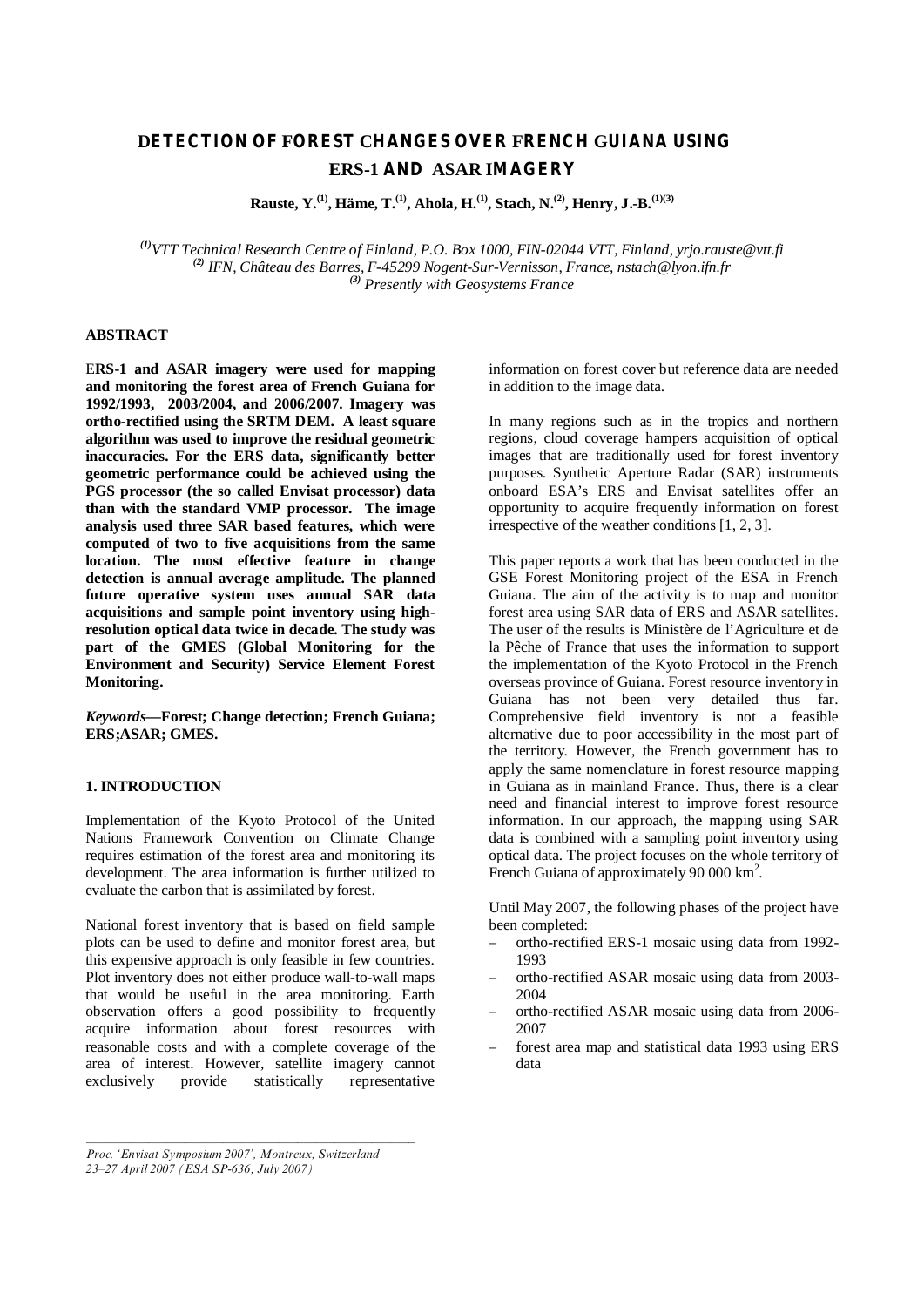# DETECTION OF FOREST CHANGES OVER FRENCH GUIANA USING ERS-1 AND ASAR IMAGERY

**Rauste, Y.[(1)], Häme, T.[(1)], Ahola, H.[(1)], Stach, N.[(2)], Henry, J.-B.[(1)(3)]**

*[(1)] VTT Technical Research Centre of Finland, P.O. Box 1000, FIN-02044 VTT, Finland, yrjo.rauste@vtt.fi*
*[(2)] IFN, Château des Barres, F-45299 Nogent-Sur-Vernisson, France, nstach@lyon.ifn.fr*
*[(3)] Presently with Geosystems France*

## ABSTRACT

**ERS-1 and ASAR imagery were used for mapping and monitoring the forest area of French Guiana for 1992/1993, 2003/2004, and 2006/2007. Imagery was ortho-rectified using the SRTM DEM. A least square algorithm was used to improve the residual geometric inaccuracies. For the ERS data, significantly better geometric performance could be achieved using the PGS processor (the so called Envisat processor) data than with the standard VMP processor. The image analysis used three SAR based features, which were computed of two to five acquisitions from the same location. The most effective feature in change detection is annual average amplitude. The planned future operative system uses annual SAR data acquisitions and sample point inventory using high-resolution optical data twice in decade. The study was part of the GMES (Global Monitoring for the Environment and Security) Service Element Forest Monitoring.**

***Keywords*—Forest; Change detection; French Guiana; ERS;ASAR; GMES.**

## 1. INTRODUCTION

Implementation of the Kyoto Protocol of the United Nations Framework Convention on Climate Change requires estimation of the forest area and monitoring its development. The area information is further utilized to evaluate the carbon that is assimilated by forest.

National forest inventory that is based on field sample plots can be used to define and monitor forest area, but this expensive approach is only feasible in few countries. Plot inventory does not either produce wall-to-wall maps that would be useful in the area monitoring. Earth observation offers a good possibility to frequently acquire information about forest resources with reasonable costs and with a complete coverage of the area of interest. However, satellite imagery cannot exclusively provide statistically representative information on forest cover but reference data are needed in addition to the image data.

In many regions such as in the tropics and northern regions, cloud coverage hampers acquisition of optical images that are traditionally used for forest inventory purposes. Synthetic Aperture Radar (SAR) instruments onboard ESA's ERS and Envisat satellites offer an opportunity to acquire frequently information on forest irrespective of the weather conditions [1, 2, 3].

This paper reports a work that has been conducted in the GSE Forest Monitoring project of the ESA in French Guiana. The aim of the activity is to map and monitor forest area using SAR data of ERS and ASAR satellites. The user of the results is Ministère de l'Agriculture et de la Pêche of France that uses the information to support the implementation of the Kyoto Protocol in the French overseas province of Guiana. Forest resource inventory in Guiana has not been very detailed thus far. Comprehensive field inventory is not a feasible alternative due to poor accessibility in the most part of the territory. However, the French government has to apply the same nomenclature in forest resource mapping in Guiana as in mainland France. Thus, there is a clear need and financial interest to improve forest resource information. In our approach, the mapping using SAR data is combined with a sampling point inventory using optical data. The project focuses on the whole territory of French Guiana of approximately 90 000 km$^2$.

Until May 2007, the following phases of the project have been completed:

- ortho-rectified ERS-1 mosaic using data from 1992-1993
- ortho-rectified ASAR mosaic using data from 2003-2004
- ortho-rectified ASAR mosaic using data from 2006-2007
- forest area map and statistical data 1993 using ERS data

*Proc. 'Envisat Symposium 2007', Montreux, Switzerland 23–27 April 2007 (ESA SP-636, July 2007)*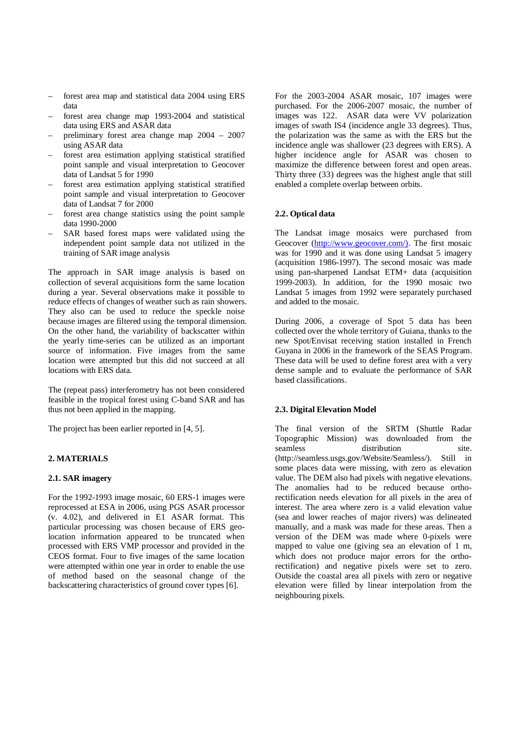- forest area map and statistical data 2004 using ERS data
- forest area change map 1993-2004 and statistical data using ERS and ASAR data
- preliminary forest area change map 2004 – 2007 using ASAR data
- forest area estimation applying statistical stratified point sample and visual interpretation to Geocover data of Landsat 5 for 1990
- forest area estimation applying statistical stratified point sample and visual interpretation to Geocover data of Landsat 7 for 2000
- forest area change statistics using the point sample data 1990-2000
- SAR based forest maps were validated using the independent point sample data not utilized in the training of SAR image analysis

The approach in SAR image analysis is based on collection of several acquisitions form the same location during a year. Several observations make it possible to reduce effects of changes of weather such as rain showers. They also can be used to reduce the speckle noise because images are filtered using the temporal dimension. On the other hand, the variability of backscatter within the yearly time-series can be utilized as an important source of information. Five images from the same location were attempted but this did not succeed at all locations with ERS data.

The (repeat pass) interferometry has not been considered feasible in the tropical forest using C-band SAR and has thus not been applied in the mapping.

The project has been earlier reported in [4, 5].

## 2. MATERIALS

### 2.1. SAR imagery

For the 1992-1993 image mosaic, 60 ERS-1 images were reprocessed at ESA in 2006, using PGS ASAR processor (v. 4.02), and delivered in E1 ASAR format. This particular processing was chosen because of ERS geo-location information appeared to be truncated when processed with ERS VMP processor and provided in the CEOS format. Four to five images of the same location were attempted within one year in order to enable the use of method based on the seasonal change of the backscattering characteristics of ground cover types [6].

For the 2003-2004 ASAR mosaic, 107 images were purchased. For the 2006-2007 mosaic, the number of images was 122. ASAR data were VV polarization images of swath IS4 (incidence angle 33 degrees). Thus, the polarization was the same as with the ERS but the incidence angle was shallower (23 degrees with ERS). A higher incidence angle for ASAR was chosen to maximize the difference between forest and open areas. Thirty three (33) degrees was the highest angle that still enabled a complete overlap between orbits.

### 2.2. Optical data

The Landsat image mosaics were purchased from Geocover (http://www.geocover.com/). The first mosaic was for 1990 and it was done using Landsat 5 imagery (acquisition 1986-1997). The second mosaic was made using pan-sharpened Landsat ETM+ data (acquisition 1999-2003). In addition, for the 1990 mosaic two Landsat 5 images from 1992 were separately purchased and added to the mosaic.

During 2006, a coverage of Spot 5 data has been collected over the whole territory of Guiana, thanks to the new Spot/Envisat receiving station installed in French Guyana in 2006 in the framework of the SEAS Program. These data will be used to define forest area with a very dense sample and to evaluate the performance of SAR based classifications.

### 2.3. Digital Elevation Model

The final version of the SRTM (Shuttle Radar Topographic Mission) was downloaded from the seamless distribution site. (http://seamless.usgs.gov/Website/Seamless/). Still in some places data were missing, with zero as elevation value. The DEM also had pixels with negative elevations. The anomalies had to be reduced because ortho-rectification needs elevation for all pixels in the area of interest. The area where zero is a valid elevation value (sea and lower reaches of major rivers) was delineated manually, and a mask was made for these areas. Then a version of the DEM was made where 0-pixels were mapped to value one (giving sea an elevation of 1 m, which does not produce major errors for the ortho-rectification) and negative pixels were set to zero. Outside the coastal area all pixels with zero or negative elevation were filled by linear interpolation from the neighbouring pixels.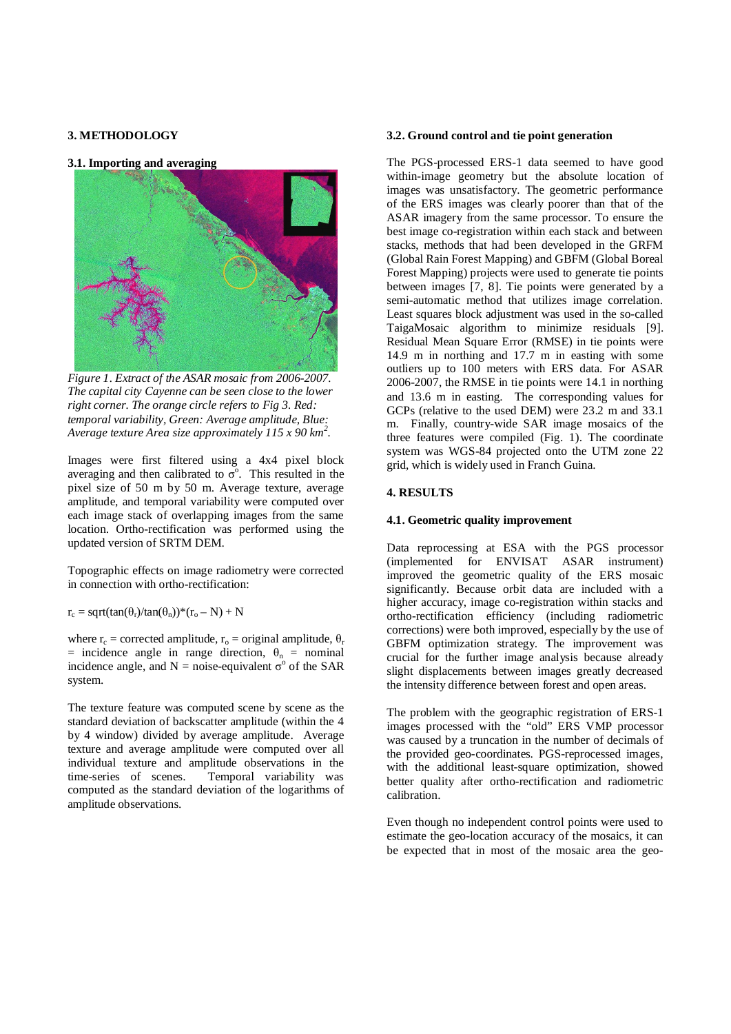## 3. METHODOLOGY

### 3.1. Importing and averaging

*Figure 1. Extract of the ASAR mosaic from 2006-2007. The capital city Cayenne can be seen close to the lower right corner. The orange circle refers to Fig 3. Red: temporal variability, Green: Average amplitude, Blue: Average texture Area size approximately 115 x 90 km$^2$.*

Images were first filtered using a 4x4 pixel block averaging and then calibrated to $\sigma^o$. This resulted in the pixel size of 50 m by 50 m. Average texture, average amplitude, and temporal variability were computed over each image stack of overlapping images from the same location. Ortho-rectification was performed using the updated version of SRTM DEM.

Topographic effects on image radiometry were corrected in connection with ortho-rectification:

$$r_c = \text{sqrt}(\tan(\theta_r)/\tan(\theta_n))*(r_o - N) + N$$

where $r_c$ = corrected amplitude, $r_o$ = original amplitude, $\theta_r$ = incidence angle in range direction, $\theta_n$ = nominal incidence angle, and N = noise-equivalent $\sigma^o$ of the SAR system.

The texture feature was computed scene by scene as the standard deviation of backscatter amplitude (within the 4 by 4 window) divided by average amplitude. Average texture and average amplitude were computed over all individual texture and amplitude observations in the time-series of scenes. Temporal variability was computed as the standard deviation of the logarithms of amplitude observations.

### 3.2. Ground control and tie point generation

The PGS-processed ERS-1 data seemed to have good within-image geometry but the absolute location of images was unsatisfactory. The geometric performance of the ERS images was clearly poorer than that of the ASAR imagery from the same processor. To ensure the best image co-registration within each stack and between stacks, methods that had been developed in the GRFM (Global Rain Forest Mapping) and GBFM (Global Boreal Forest Mapping) projects were used to generate tie points between images [7, 8]. Tie points were generated by a semi-automatic method that utilizes image correlation. Least squares block adjustment was used in the so-called TaigaMosaic algorithm to minimize residuals [9]. Residual Mean Square Error (RMSE) in tie points were 14.9 m in northing and 17.7 m in easting with some outliers up to 100 meters with ERS data. For ASAR 2006-2007, the RMSE in tie points were 14.1 in northing and 13.6 m in easting. The corresponding values for GCPs (relative to the used DEM) were 23.2 m and 33.1 m. Finally, country-wide SAR image mosaics of the three features were compiled (Fig. 1). The coordinate system was WGS-84 projected onto the UTM zone 22 grid, which is widely used in Franch Guina.

## 4. RESULTS

### 4.1. Geometric quality improvement

Data reprocessing at ESA with the PGS processor (implemented for ENVISAT ASAR instrument) improved the geometric quality of the ERS mosaic significantly. Because orbit data are included with a higher accuracy, image co-registration within stacks and ortho-rectification efficiency (including radiometric corrections) were both improved, especially by the use of GBFM optimization strategy. The improvement was crucial for the further image analysis because already slight displacements between images greatly decreased the intensity difference between forest and open areas.

The problem with the geographic registration of ERS-1 images processed with the "old" ERS VMP processor was caused by a truncation in the number of decimals of the provided geo-coordinates. PGS-reprocessed images, with the additional least-square optimization, showed better quality after ortho-rectification and radiometric calibration.

Even though no independent control points were used to estimate the geo-location accuracy of the mosaics, it can be expected that in most of the mosaic area the geo-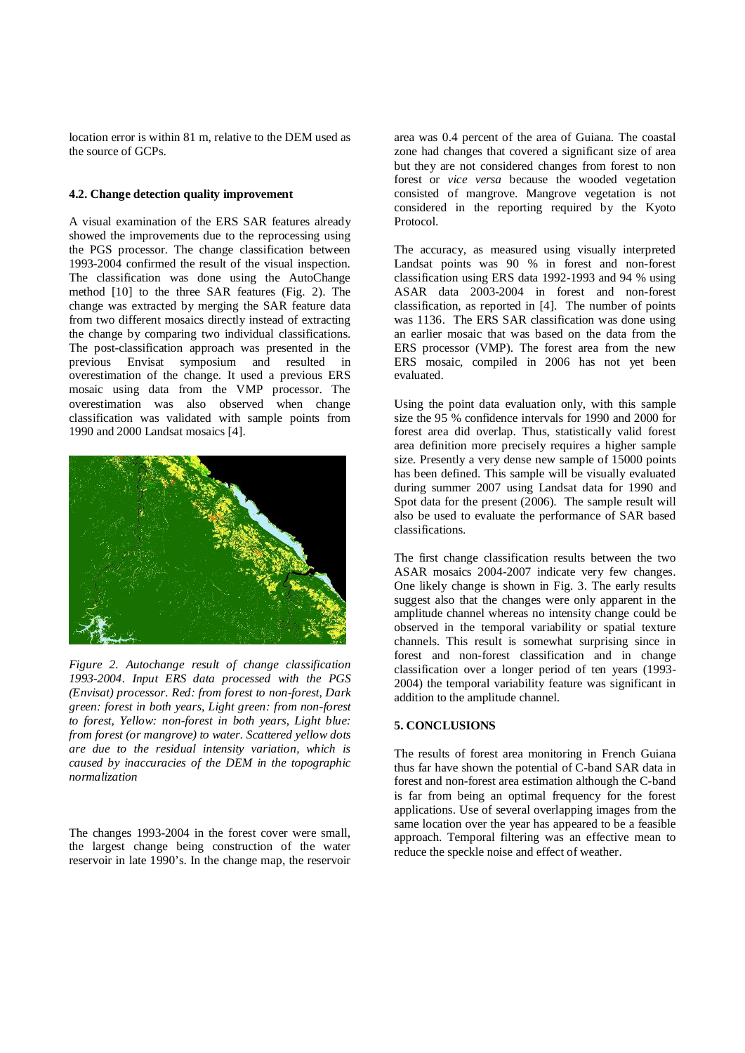location error is within 81 m, relative to the DEM used as the source of GCPs.

### 4.2. Change detection quality improvement

A visual examination of the ERS SAR features already showed the improvements due to the reprocessing using the PGS processor. The change classification between 1993-2004 confirmed the result of the visual inspection. The classification was done using the AutoChange method [10] to the three SAR features (Fig. 2). The change was extracted by merging the SAR feature data from two different mosaics directly instead of extracting the change by comparing two individual classifications. The post-classification approach was presented in the previous Envisat symposium and resulted in overestimation of the change. It used a previous ERS mosaic using data from the VMP processor. The overestimation was also observed when change classification was validated with sample points from 1990 and 2000 Landsat mosaics [4].

*Figure 2. Autochange result of change classification 1993-2004. Input ERS data processed with the PGS (Envisat) processor. Red: from forest to non-forest, Dark green: forest in both years, Light green: from non-forest to forest, Yellow: non-forest in both years, Light blue: from forest (or mangrove) to water. Scattered yellow dots are due to the residual intensity variation, which is caused by inaccuracies of the DEM in the topographic normalization*

The changes 1993-2004 in the forest cover were small, the largest change being construction of the water reservoir in late 1990's. In the change map, the reservoir area was 0.4 percent of the area of Guiana. The coastal zone had changes that covered a significant size of area but they are not considered changes from forest to non forest or *vice versa* because the wooded vegetation consisted of mangrove. Mangrove vegetation is not considered in the reporting required by the Kyoto Protocol.

The accuracy, as measured using visually interpreted Landsat points was 90 % in forest and non-forest classification using ERS data 1992-1993 and 94 % using ASAR data 2003-2004 in forest and non-forest classification, as reported in [4]. The number of points was 1136. The ERS SAR classification was done using an earlier mosaic that was based on the data from the ERS processor (VMP). The forest area from the new ERS mosaic, compiled in 2006 has not yet been evaluated.

Using the point data evaluation only, with this sample size the 95 % confidence intervals for 1990 and 2000 for forest area did overlap. Thus, statistically valid forest area definition more precisely requires a higher sample size. Presently a very dense new sample of 15000 points has been defined. This sample will be visually evaluated during summer 2007 using Landsat data for 1990 and Spot data for the present (2006). The sample result will also be used to evaluate the performance of SAR based classifications.

The first change classification results between the two ASAR mosaics 2004-2007 indicate very few changes. One likely change is shown in Fig. 3. The early results suggest also that the changes were only apparent in the amplitude channel whereas no intensity change could be observed in the temporal variability or spatial texture channels. This result is somewhat surprising since in forest and non-forest classification and in change classification over a longer period of ten years (1993-2004) the temporal variability feature was significant in addition to the amplitude channel.

## 5. CONCLUSIONS

The results of forest area monitoring in French Guiana thus far have shown the potential of C-band SAR data in forest and non-forest area estimation although the C-band is far from being an optimal frequency for the forest applications. Use of several overlapping images from the same location over the year has appeared to be a feasible approach. Temporal filtering was an effective mean to reduce the speckle noise and effect of weather.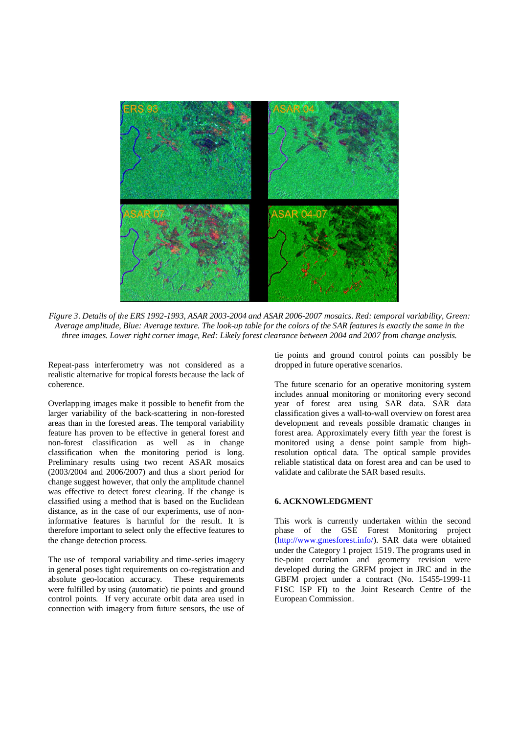*Figure 3. Details of the ERS 1992-1993, ASAR 2003-2004 and ASAR 2006-2007 mosaics. Red: temporal variability, Green: Average amplitude, Blue: Average texture. The look-up table for the colors of the SAR features is exactly the same in the three images. Lower right corner image, Red: Likely forest clearance between 2004 and 2007 from change analysis.*

Repeat-pass interferometry was not considered as a realistic alternative for tropical forests because the lack of coherence.

Overlapping images make it possible to benefit from the larger variability of the back-scattering in non-forested areas than in the forested areas. The temporal variability feature has proven to be effective in general forest and non-forest classification as well as in change classification when the monitoring period is long. Preliminary results using two recent ASAR mosaics (2003/2004 and 2006/2007) and thus a short period for change suggest however, that only the amplitude channel was effective to detect forest clearing. If the change is classified using a method that is based on the Euclidean distance, as in the case of our experiments, use of non-informative features is harmful for the result. It is therefore important to select only the effective features to the change detection process.

The use of temporal variability and time-series imagery in general poses tight requirements on co-registration and absolute geo-location accuracy. These requirements were fulfilled by using (automatic) tie points and ground control points. If very accurate orbit data area used in connection with imagery from future sensors, the use of tie points and ground control points can possibly be dropped in future operative scenarios.

The future scenario for an operative monitoring system includes annual monitoring or monitoring every second year of forest area using SAR data. SAR data classification gives a wall-to-wall overview on forest area development and reveals possible dramatic changes in forest area. Approximately every fifth year the forest is monitored using a dense point sample from high-resolution optical data. The optical sample provides reliable statistical data on forest area and can be used to validate and calibrate the SAR based results.

## 6. ACKNOWLEDGMENT

This work is currently undertaken within the second phase of the GSE Forest Monitoring project (http://www.gmesforest.info/). SAR data were obtained under the Category 1 project 1519. The programs used in tie-point correlation and geometry revision were developed during the GRFM project in JRC and in the GBFM project under a contract (No. 15455-1999-11 F1SC ISP FI) to the Joint Research Centre of the European Commission.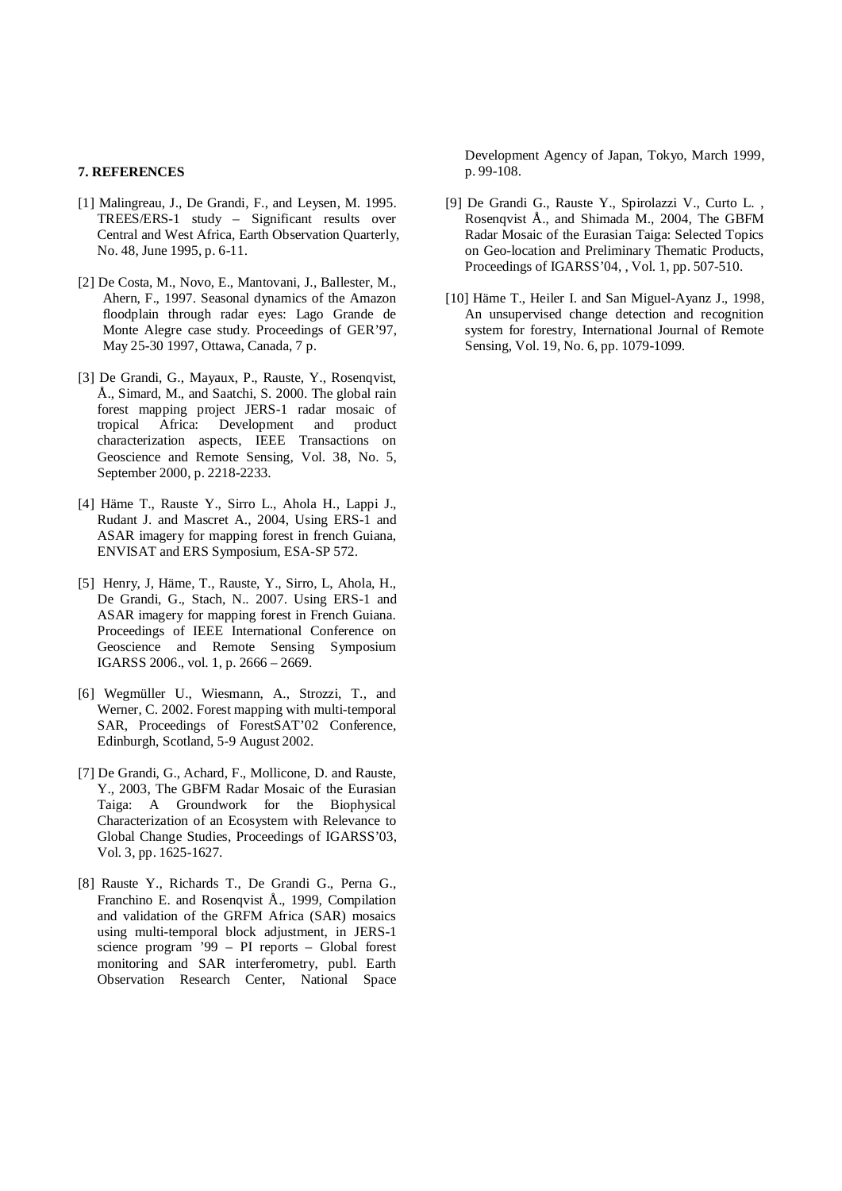### 7. REFERENCES

[1] Malingreau, J., De Grandi, F., and Leysen, M. 1995. TREES/ERS-1 study – Significant results over Central and West Africa, Earth Observation Quarterly, No. 48, June 1995, p. 6-11.

[2] De Costa, M., Novo, E., Mantovani, J., Ballester, M., Ahern, F., 1997. Seasonal dynamics of the Amazon floodplain through radar eyes: Lago Grande de Monte Alegre case study. Proceedings of GER'97, May 25-30 1997, Ottawa, Canada, 7 p.

[3] De Grandi, G., Mayaux, P., Rauste, Y., Rosenqvist, Å., Simard, M., and Saatchi, S. 2000. The global rain forest mapping project JERS-1 radar mosaic of tropical Africa: Development and product characterization aspects, IEEE Transactions on Geoscience and Remote Sensing, Vol. 38, No. 5, September 2000, p. 2218-2233.

[4] Häme T., Rauste Y., Sirro L., Ahola H., Lappi J., Rudant J. and Mascret A., 2004, Using ERS-1 and ASAR imagery for mapping forest in french Guiana, ENVISAT and ERS Symposium, ESA-SP 572.

[5] Henry, J, Häme, T., Rauste, Y., Sirro, L, Ahola, H., De Grandi, G., Stach, N.. 2007. Using ERS-1 and ASAR imagery for mapping forest in French Guiana. Proceedings of IEEE International Conference on Geoscience and Remote Sensing Symposium IGARSS 2006., vol. 1, p. 2666 – 2669.

[6] Wegmüller U., Wiesmann, A., Strozzi, T., and Werner, C. 2002. Forest mapping with multi-temporal SAR, Proceedings of ForestSAT'02 Conference, Edinburgh, Scotland, 5-9 August 2002.

[7] De Grandi, G., Achard, F., Mollicone, D. and Rauste, Y., 2003, The GBFM Radar Mosaic of the Eurasian Taiga: A Groundwork for the Biophysical Characterization of an Ecosystem with Relevance to Global Change Studies, Proceedings of IGARSS'03, Vol. 3, pp. 1625-1627.

[8] Rauste Y., Richards T., De Grandi G., Perna G., Franchino E. and Rosenqvist Å., 1999, Compilation and validation of the GRFM Africa (SAR) mosaics using multi-temporal block adjustment, in JERS-1 science program '99 – PI reports – Global forest monitoring and SAR interferometry, publ. Earth Observation Research Center, National Space Development Agency of Japan, Tokyo, March 1999, p. 99-108.

[9] De Grandi G., Rauste Y., Spirolazzi V., Curto L. , Rosenqvist Å., and Shimada M., 2004, The GBFM Radar Mosaic of the Eurasian Taiga: Selected Topics on Geo-location and Preliminary Thematic Products, Proceedings of IGARSS'04, , Vol. 1, pp. 507-510.

[10] Häme T., Heiler I. and San Miguel-Ayanz J., 1998, An unsupervised change detection and recognition system for forestry, International Journal of Remote Sensing, Vol. 19, No. 6, pp. 1079-1099.